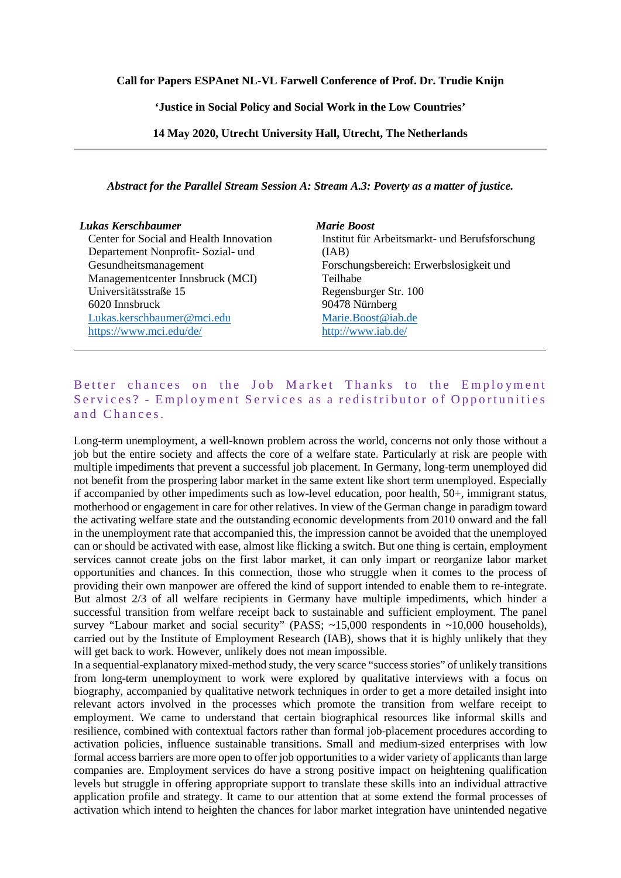**Call for Papers ESPAnet NL-VL Farwell Conference of Prof. Dr. Trudie Knijn**

**'Justice in Social Policy and Social Work in the Low Countries'**

**14 May 2020, Utrecht University Hall, Utrecht, The Netherlands**

---

***Abstract for the Parallel Stream Session A: Stream A.3: Poverty as a matter of justice.***

***Lukas Kerschbaumer***
Center for Social and Health Innovation
Departement Nonprofit- Sozial- und Gesundheitsmanagement
Managementcenter Innsbruck (MCI)
Universitätsstraße 15
6020 Innsbruck
Lukas.kerschbaumer@mci.edu
https://www.mci.edu/de/

***Marie Boost***
Institut für Arbeitsmarkt- und Berufsforschung (IAB)
Forschungsbereich: Erwerbslosigkeit und Teilhabe
Regensburger Str. 100
90478 Nürnberg
Marie.Boost@iab.de
http://www.iab.de/

---

## Better chances on the Job Market Thanks to the Employment Services? - Employment Services as a redistributor of Opportunities and Chances.

Long-term unemployment, a well-known problem across the world, concerns not only those without a job but the entire society and affects the core of a welfare state. Particularly at risk are people with multiple impediments that prevent a successful job placement. In Germany, long-term unemployed did not benefit from the prospering labor market in the same extent like short term unemployed. Especially if accompanied by other impediments such as low-level education, poor health, 50+, immigrant status, motherhood or engagement in care for other relatives. In view of the German change in paradigm toward the activating welfare state and the outstanding economic developments from 2010 onward and the fall in the unemployment rate that accompanied this, the impression cannot be avoided that the unemployed can or should be activated with ease, almost like flicking a switch. But one thing is certain, employment services cannot create jobs on the first labor market, it can only impart or reorganize labor market opportunities and chances. In this connection, those who struggle when it comes to the process of providing their own manpower are offered the kind of support intended to enable them to re-integrate. But almost 2/3 of all welfare recipients in Germany have multiple impediments, which hinder a successful transition from welfare receipt back to sustainable and sufficient employment. The panel survey "Labour market and social security" (PASS; ~15,000 respondents in ~10,000 households), carried out by the Institute of Employment Research (IAB), shows that it is highly unlikely that they will get back to work. However, unlikely does not mean impossible.

In a sequential-explanatory mixed-method study, the very scarce "success stories" of unlikely transitions from long-term unemployment to work were explored by qualitative interviews with a focus on biography, accompanied by qualitative network techniques in order to get a more detailed insight into relevant actors involved in the processes which promote the transition from welfare receipt to employment. We came to understand that certain biographical resources like informal skills and resilience, combined with contextual factors rather than formal job-placement procedures according to activation policies, influence sustainable transitions. Small and medium-sized enterprises with low formal access barriers are more open to offer job opportunities to a wider variety of applicants than large companies are. Employment services do have a strong positive impact on heightening qualification levels but struggle in offering appropriate support to translate these skills into an individual attractive application profile and strategy. It came to our attention that at some extend the formal processes of activation which intend to heighten the chances for labor market integration have unintended negative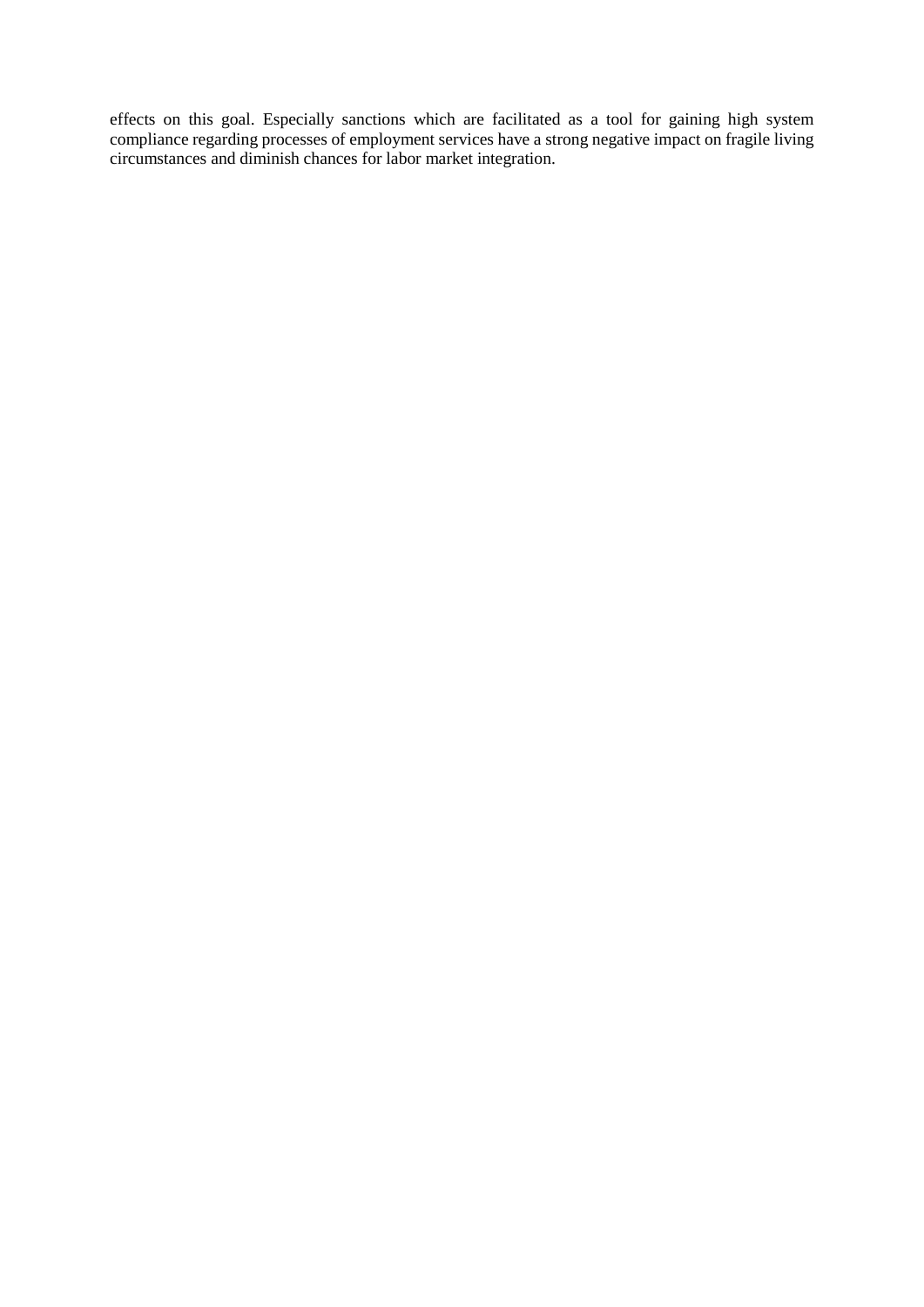effects on this goal. Especially sanctions which are facilitated as a tool for gaining high system compliance regarding processes of employment services have a strong negative impact on fragile living circumstances and diminish chances for labor market integration.